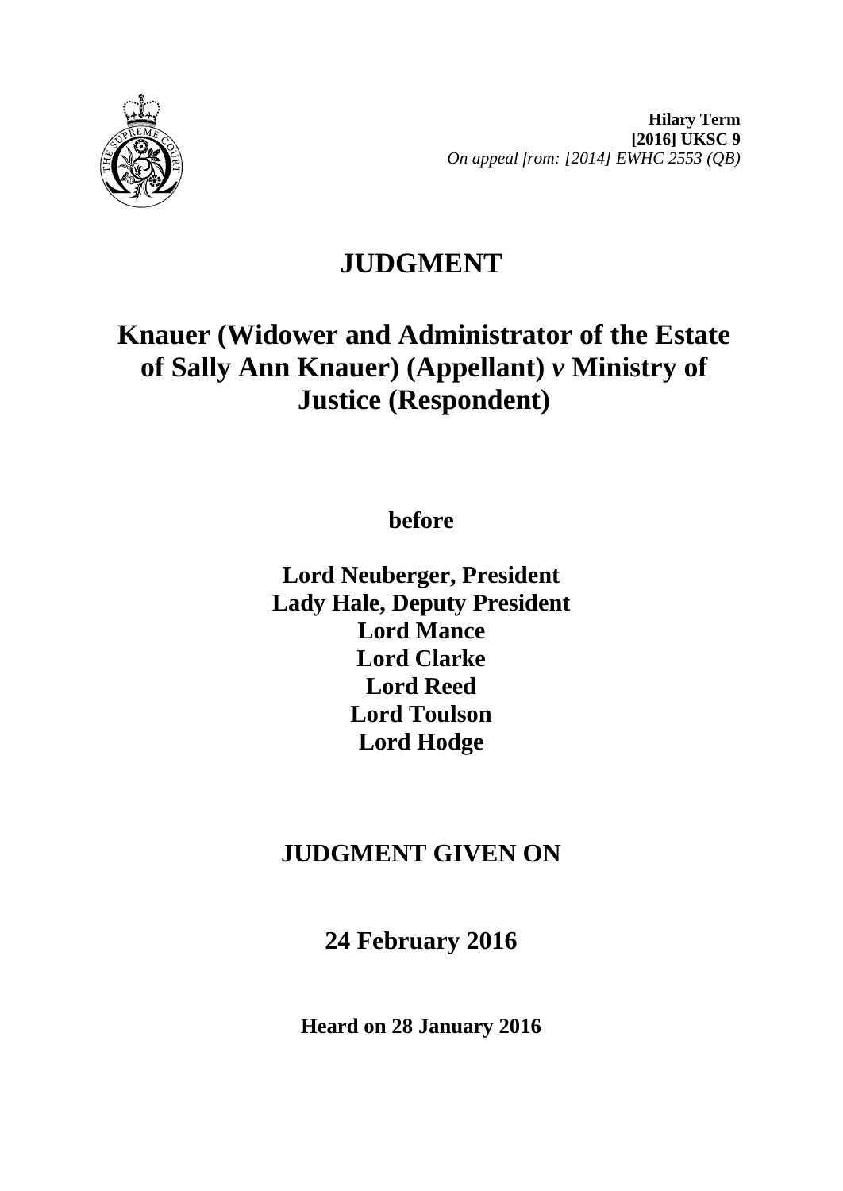**Hilary Term**
**[2016] UKSC 9**
*On appeal from: [2014] EWHC 2553 (QB)*

# JUDGMENT

## Knauer (Widower and Administrator of the Estate of Sally Ann Knauer) (Appellant) *v* Ministry of Justice (Respondent)

**before**

**Lord Neuberger, President**
**Lady Hale, Deputy President**
**Lord Mance**
**Lord Clarke**
**Lord Reed**
**Lord Toulson**
**Lord Hodge**

## JUDGMENT GIVEN ON

## 24 February 2016

**Heard on 28 January 2016**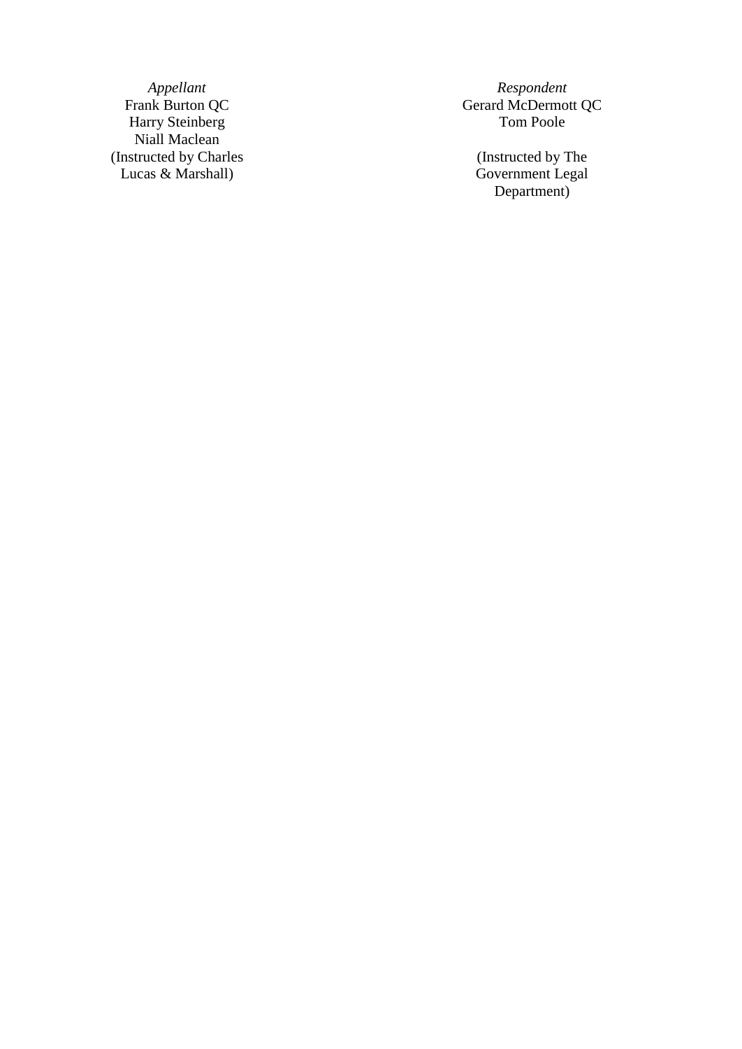| *Appellant* | *Respondent* |
| --- | --- |
| Frank Burton QC | Gerard McDermott QC |
| Harry Steinberg | Tom Poole |
| Niall Maclean | |
| (Instructed by Charles Lucas & Marshall) | (Instructed by The Government Legal Department) |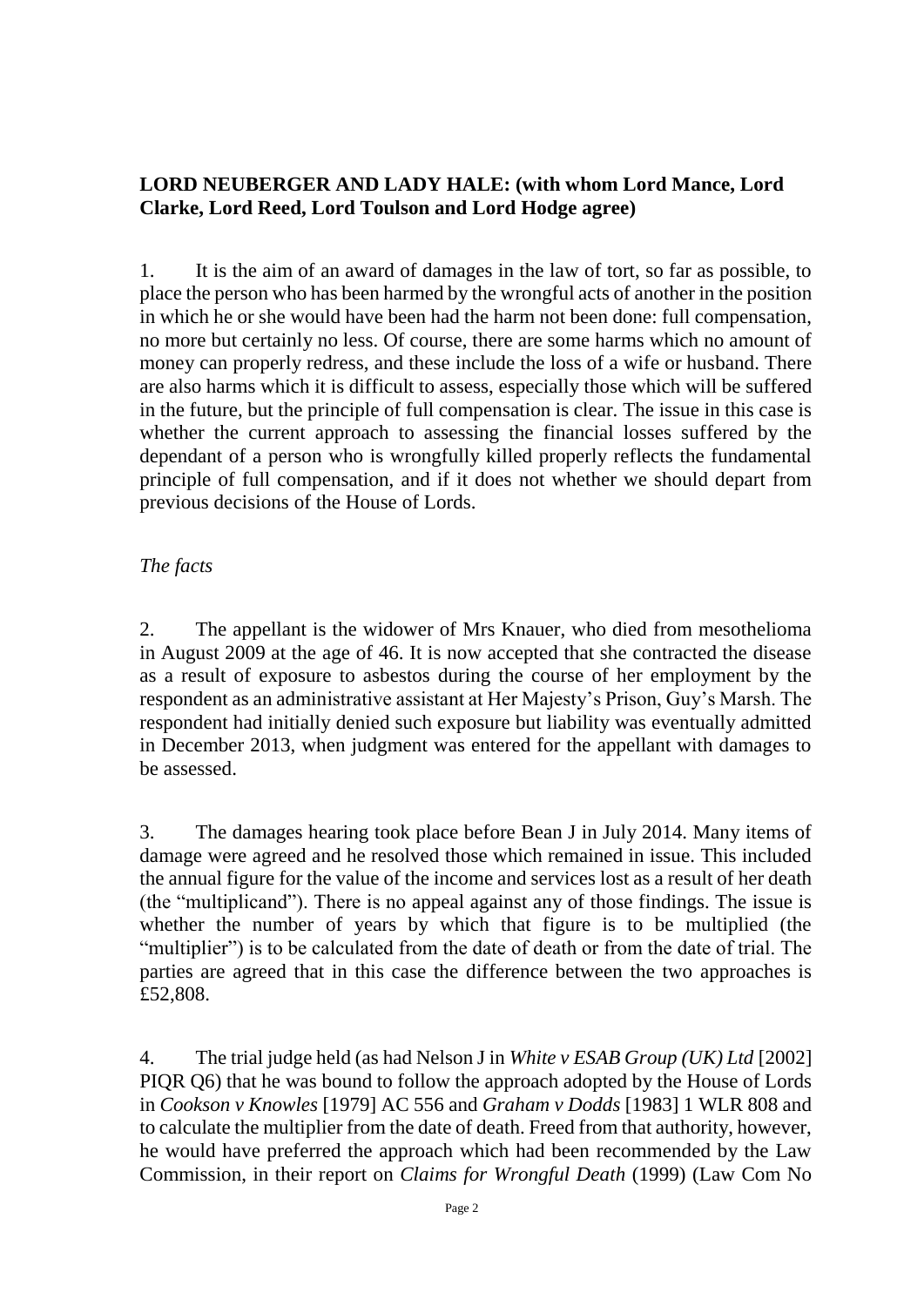**LORD NEUBERGER AND LADY HALE: (with whom Lord Mance, Lord Clarke, Lord Reed, Lord Toulson and Lord Hodge agree)**

1. It is the aim of an award of damages in the law of tort, so far as possible, to place the person who has been harmed by the wrongful acts of another in the position in which he or she would have been had the harm not been done: full compensation, no more but certainly no less. Of course, there are some harms which no amount of money can properly redress, and these include the loss of a wife or husband. There are also harms which it is difficult to assess, especially those which will be suffered in the future, but the principle of full compensation is clear. The issue in this case is whether the current approach to assessing the financial losses suffered by the dependant of a person who is wrongfully killed properly reflects the fundamental principle of full compensation, and if it does not whether we should depart from previous decisions of the House of Lords.

*The facts*

2. The appellant is the widower of Mrs Knauer, who died from mesothelioma in August 2009 at the age of 46. It is now accepted that she contracted the disease as a result of exposure to asbestos during the course of her employment by the respondent as an administrative assistant at Her Majesty's Prison, Guy's Marsh. The respondent had initially denied such exposure but liability was eventually admitted in December 2013, when judgment was entered for the appellant with damages to be assessed.

3. The damages hearing took place before Bean J in July 2014. Many items of damage were agreed and he resolved those which remained in issue. This included the annual figure for the value of the income and services lost as a result of her death (the "multiplicand"). There is no appeal against any of those findings. The issue is whether the number of years by which that figure is to be multiplied (the "multiplier") is to be calculated from the date of death or from the date of trial. The parties are agreed that in this case the difference between the two approaches is £52,808.

4. The trial judge held (as had Nelson J in *White v ESAB Group (UK) Ltd* [2002] PIQR Q6) that he was bound to follow the approach adopted by the House of Lords in *Cookson v Knowles* [1979] AC 556 and *Graham v Dodds* [1983] 1 WLR 808 and to calculate the multiplier from the date of death. Freed from that authority, however, he would have preferred the approach which had been recommended by the Law Commission, in their report on *Claims for Wrongful Death* (1999) (Law Com No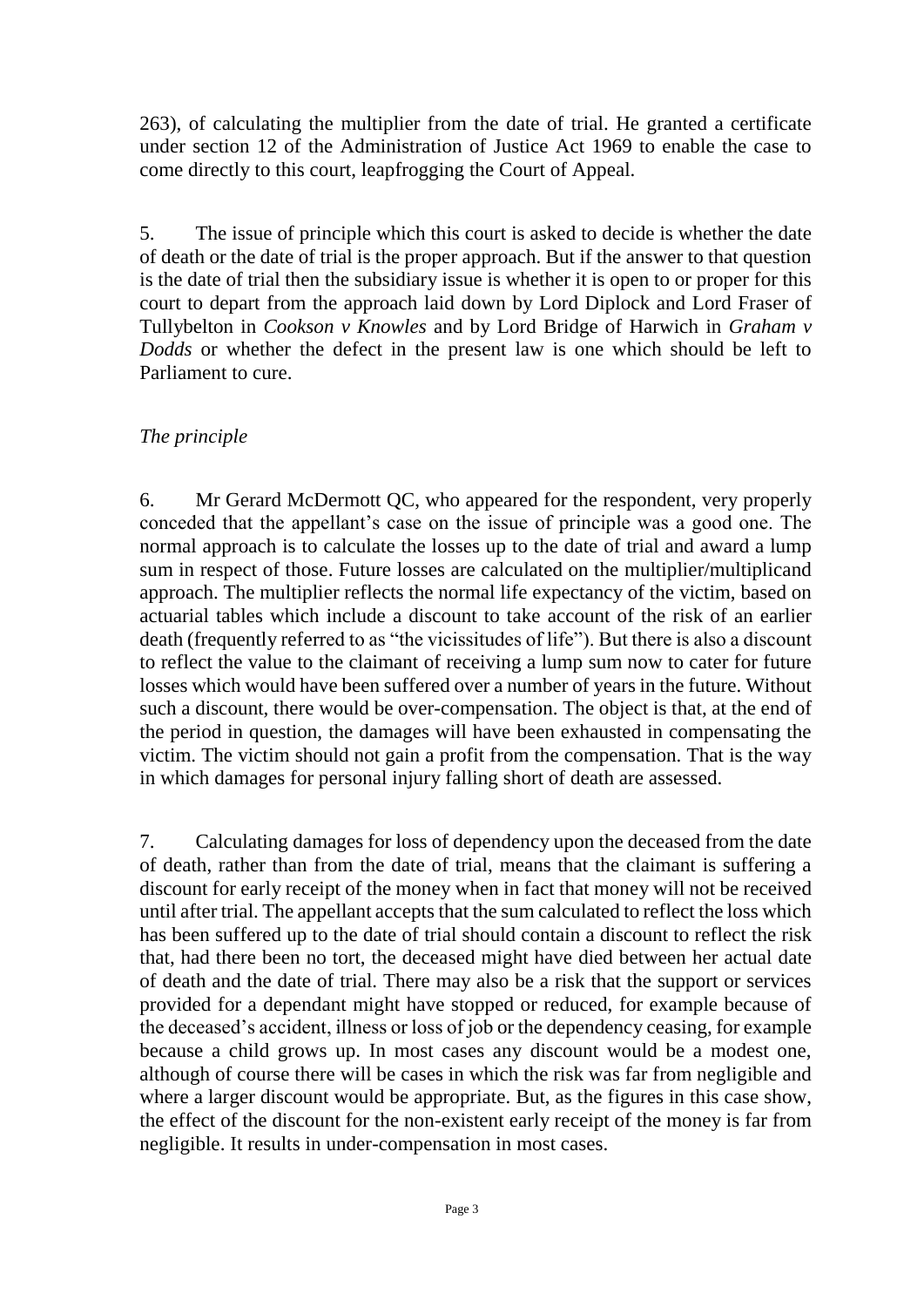263), of calculating the multiplier from the date of trial. He granted a certificate under section 12 of the Administration of Justice Act 1969 to enable the case to come directly to this court, leapfrogging the Court of Appeal.

5. The issue of principle which this court is asked to decide is whether the date of death or the date of trial is the proper approach. But if the answer to that question is the date of trial then the subsidiary issue is whether it is open to or proper for this court to depart from the approach laid down by Lord Diplock and Lord Fraser of Tullybelton in *Cookson v Knowles* and by Lord Bridge of Harwich in *Graham v Dodds* or whether the defect in the present law is one which should be left to Parliament to cure.

*The principle*

6. Mr Gerard McDermott QC, who appeared for the respondent, very properly conceded that the appellant's case on the issue of principle was a good one. The normal approach is to calculate the losses up to the date of trial and award a lump sum in respect of those. Future losses are calculated on the multiplier/multiplicand approach. The multiplier reflects the normal life expectancy of the victim, based on actuarial tables which include a discount to take account of the risk of an earlier death (frequently referred to as "the vicissitudes of life"). But there is also a discount to reflect the value to the claimant of receiving a lump sum now to cater for future losses which would have been suffered over a number of years in the future. Without such a discount, there would be over-compensation. The object is that, at the end of the period in question, the damages will have been exhausted in compensating the victim. The victim should not gain a profit from the compensation. That is the way in which damages for personal injury falling short of death are assessed.

7. Calculating damages for loss of dependency upon the deceased from the date of death, rather than from the date of trial, means that the claimant is suffering a discount for early receipt of the money when in fact that money will not be received until after trial. The appellant accepts that the sum calculated to reflect the loss which has been suffered up to the date of trial should contain a discount to reflect the risk that, had there been no tort, the deceased might have died between her actual date of death and the date of trial. There may also be a risk that the support or services provided for a dependant might have stopped or reduced, for example because of the deceased's accident, illness or loss of job or the dependency ceasing, for example because a child grows up. In most cases any discount would be a modest one, although of course there will be cases in which the risk was far from negligible and where a larger discount would be appropriate. But, as the figures in this case show, the effect of the discount for the non-existent early receipt of the money is far from negligible. It results in under-compensation in most cases.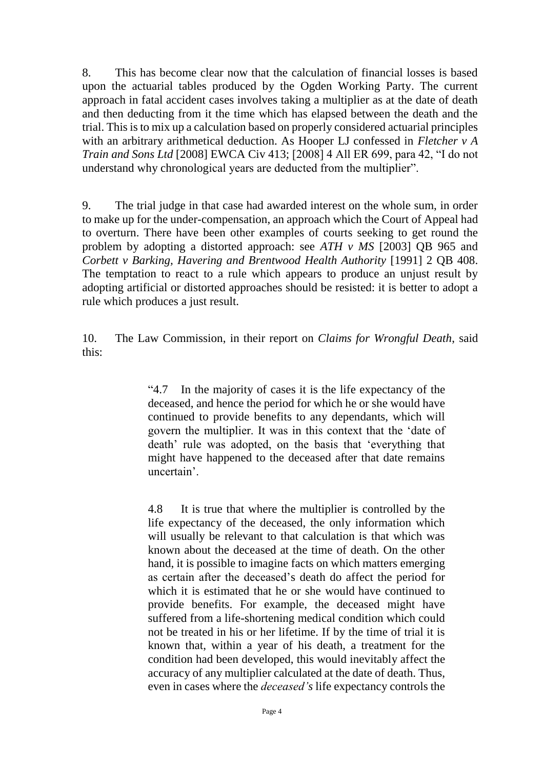8. This has become clear now that the calculation of financial losses is based upon the actuarial tables produced by the Ogden Working Party. The current approach in fatal accident cases involves taking a multiplier as at the date of death and then deducting from it the time which has elapsed between the death and the trial. This is to mix up a calculation based on properly considered actuarial principles with an arbitrary arithmetical deduction. As Hooper LJ confessed in *Fletcher v A Train and Sons Ltd* [2008] EWCA Civ 413; [2008] 4 All ER 699, para 42, "I do not understand why chronological years are deducted from the multiplier".

9. The trial judge in that case had awarded interest on the whole sum, in order to make up for the under-compensation, an approach which the Court of Appeal had to overturn. There have been other examples of courts seeking to get round the problem by adopting a distorted approach: see *ATH v MS* [2003] QB 965 and *Corbett v Barking, Havering and Brentwood Health Authority* [1991] 2 QB 408. The temptation to react to a rule which appears to produce an unjust result by adopting artificial or distorted approaches should be resisted: it is better to adopt a rule which produces a just result.

10. The Law Commission, in their report on *Claims for Wrongful Death*, said this:

> "4.7 In the majority of cases it is the life expectancy of the deceased, and hence the period for which he or she would have continued to provide benefits to any dependants, which will govern the multiplier. It was in this context that the 'date of death' rule was adopted, on the basis that 'everything that might have happened to the deceased after that date remains uncertain'.
>
> 4.8 It is true that where the multiplier is controlled by the life expectancy of the deceased, the only information which will usually be relevant to that calculation is that which was known about the deceased at the time of death. On the other hand, it is possible to imagine facts on which matters emerging as certain after the deceased's death do affect the period for which it is estimated that he or she would have continued to provide benefits. For example, the deceased might have suffered from a life-shortening medical condition which could not be treated in his or her lifetime. If by the time of trial it is known that, within a year of his death, a treatment for the condition had been developed, this would inevitably affect the accuracy of any multiplier calculated at the date of death. Thus, even in cases where the *deceased's* life expectancy controls the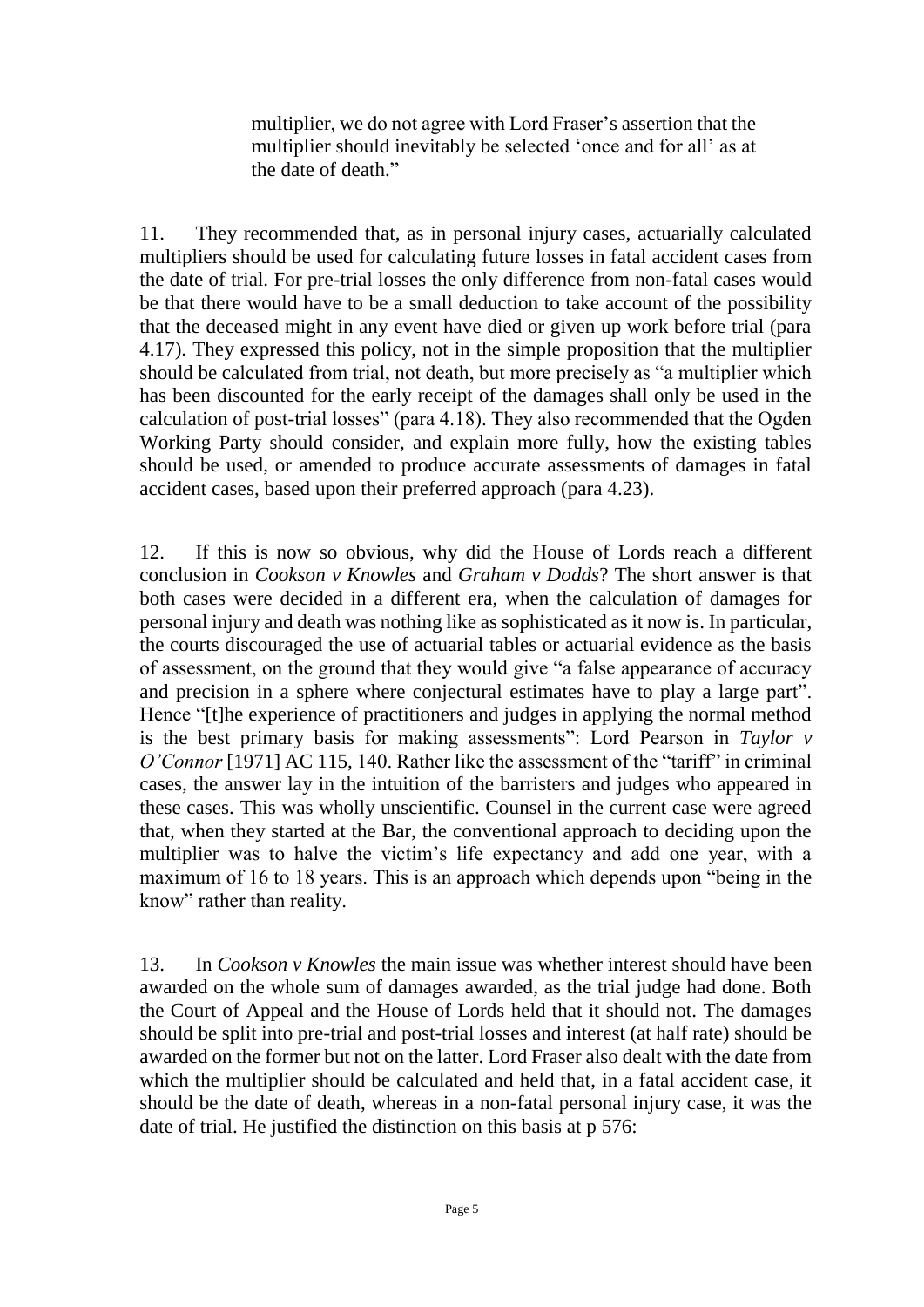> multiplier, we do not agree with Lord Fraser's assertion that the multiplier should inevitably be selected 'once and for all' as at the date of death."

11. They recommended that, as in personal injury cases, actuarially calculated multipliers should be used for calculating future losses in fatal accident cases from the date of trial. For pre-trial losses the only difference from non-fatal cases would be that there would have to be a small deduction to take account of the possibility that the deceased might in any event have died or given up work before trial (para 4.17). They expressed this policy, not in the simple proposition that the multiplier should be calculated from trial, not death, but more precisely as "a multiplier which has been discounted for the early receipt of the damages shall only be used in the calculation of post-trial losses" (para 4.18). They also recommended that the Ogden Working Party should consider, and explain more fully, how the existing tables should be used, or amended to produce accurate assessments of damages in fatal accident cases, based upon their preferred approach (para 4.23).

12. If this is now so obvious, why did the House of Lords reach a different conclusion in *Cookson v Knowles* and *Graham v Dodds*? The short answer is that both cases were decided in a different era, when the calculation of damages for personal injury and death was nothing like as sophisticated as it now is. In particular, the courts discouraged the use of actuarial tables or actuarial evidence as the basis of assessment, on the ground that they would give "a false appearance of accuracy and precision in a sphere where conjectural estimates have to play a large part". Hence "[t]he experience of practitioners and judges in applying the normal method is the best primary basis for making assessments": Lord Pearson in *Taylor v O'Connor* [1971] AC 115, 140. Rather like the assessment of the "tariff" in criminal cases, the answer lay in the intuition of the barristers and judges who appeared in these cases. This was wholly unscientific. Counsel in the current case were agreed that, when they started at the Bar, the conventional approach to deciding upon the multiplier was to halve the victim's life expectancy and add one year, with a maximum of 16 to 18 years. This is an approach which depends upon "being in the know" rather than reality.

13. In *Cookson v Knowles* the main issue was whether interest should have been awarded on the whole sum of damages awarded, as the trial judge had done. Both the Court of Appeal and the House of Lords held that it should not. The damages should be split into pre-trial and post-trial losses and interest (at half rate) should be awarded on the former but not on the latter. Lord Fraser also dealt with the date from which the multiplier should be calculated and held that, in a fatal accident case, it should be the date of death, whereas in a non-fatal personal injury case, it was the date of trial. He justified the distinction on this basis at p 576: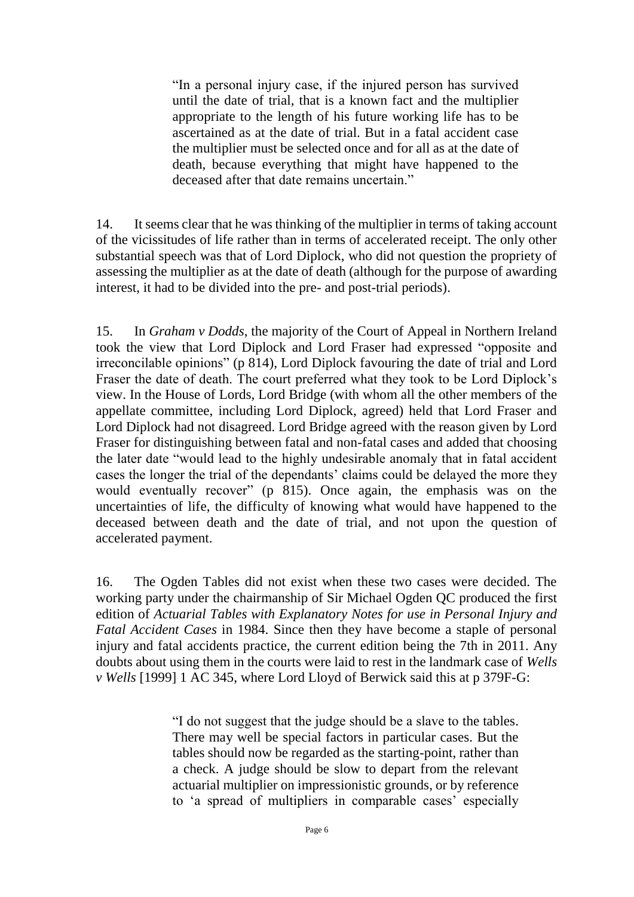> "In a personal injury case, if the injured person has survived until the date of trial, that is a known fact and the multiplier appropriate to the length of his future working life has to be ascertained as at the date of trial. But in a fatal accident case the multiplier must be selected once and for all as at the date of death, because everything that might have happened to the deceased after that date remains uncertain."

14. It seems clear that he was thinking of the multiplier in terms of taking account of the vicissitudes of life rather than in terms of accelerated receipt. The only other substantial speech was that of Lord Diplock, who did not question the propriety of assessing the multiplier as at the date of death (although for the purpose of awarding interest, it had to be divided into the pre- and post-trial periods).

15. In *Graham v Dodds*, the majority of the Court of Appeal in Northern Ireland took the view that Lord Diplock and Lord Fraser had expressed "opposite and irreconcilable opinions" (p 814), Lord Diplock favouring the date of trial and Lord Fraser the date of death. The court preferred what they took to be Lord Diplock's view. In the House of Lords, Lord Bridge (with whom all the other members of the appellate committee, including Lord Diplock, agreed) held that Lord Fraser and Lord Diplock had not disagreed. Lord Bridge agreed with the reason given by Lord Fraser for distinguishing between fatal and non-fatal cases and added that choosing the later date "would lead to the highly undesirable anomaly that in fatal accident cases the longer the trial of the dependants' claims could be delayed the more they would eventually recover" (p 815). Once again, the emphasis was on the uncertainties of life, the difficulty of knowing what would have happened to the deceased between death and the date of trial, and not upon the question of accelerated payment.

16. The Ogden Tables did not exist when these two cases were decided. The working party under the chairmanship of Sir Michael Ogden QC produced the first edition of *Actuarial Tables with Explanatory Notes for use in Personal Injury and Fatal Accident Cases* in 1984. Since then they have become a staple of personal injury and fatal accidents practice, the current edition being the 7th in 2011. Any doubts about using them in the courts were laid to rest in the landmark case of *Wells v Wells* [1999] 1 AC 345, where Lord Lloyd of Berwick said this at p 379F-G:

> "I do not suggest that the judge should be a slave to the tables. There may well be special factors in particular cases. But the tables should now be regarded as the starting-point, rather than a check. A judge should be slow to depart from the relevant actuarial multiplier on impressionistic grounds, or by reference to 'a spread of multipliers in comparable cases' especially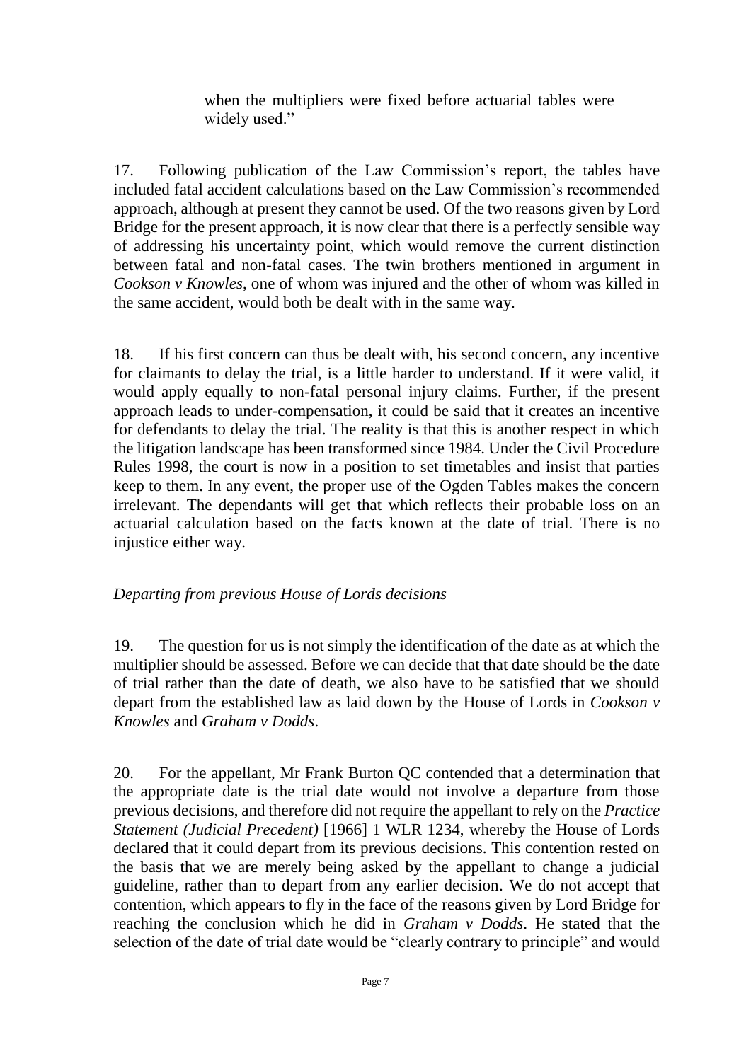when the multipliers were fixed before actuarial tables were widely used."

17. Following publication of the Law Commission's report, the tables have included fatal accident calculations based on the Law Commission's recommended approach, although at present they cannot be used. Of the two reasons given by Lord Bridge for the present approach, it is now clear that there is a perfectly sensible way of addressing his uncertainty point, which would remove the current distinction between fatal and non-fatal cases. The twin brothers mentioned in argument in *Cookson v Knowles*, one of whom was injured and the other of whom was killed in the same accident, would both be dealt with in the same way.

18. If his first concern can thus be dealt with, his second concern, any incentive for claimants to delay the trial, is a little harder to understand. If it were valid, it would apply equally to non-fatal personal injury claims. Further, if the present approach leads to under-compensation, it could be said that it creates an incentive for defendants to delay the trial. The reality is that this is another respect in which the litigation landscape has been transformed since 1984. Under the Civil Procedure Rules 1998, the court is now in a position to set timetables and insist that parties keep to them. In any event, the proper use of the Ogden Tables makes the concern irrelevant. The dependants will get that which reflects their probable loss on an actuarial calculation based on the facts known at the date of trial. There is no injustice either way.

*Departing from previous House of Lords decisions*

19. The question for us is not simply the identification of the date as at which the multiplier should be assessed. Before we can decide that that date should be the date of trial rather than the date of death, we also have to be satisfied that we should depart from the established law as laid down by the House of Lords in *Cookson v Knowles* and *Graham v Dodds*.

20. For the appellant, Mr Frank Burton QC contended that a determination that the appropriate date is the trial date would not involve a departure from those previous decisions, and therefore did not require the appellant to rely on the *Practice Statement (Judicial Precedent)* [1966] 1 WLR 1234, whereby the House of Lords declared that it could depart from its previous decisions. This contention rested on the basis that we are merely being asked by the appellant to change a judicial guideline, rather than to depart from any earlier decision. We do not accept that contention, which appears to fly in the face of the reasons given by Lord Bridge for reaching the conclusion which he did in *Graham v Dodds*. He stated that the selection of the date of trial date would be "clearly contrary to principle" and would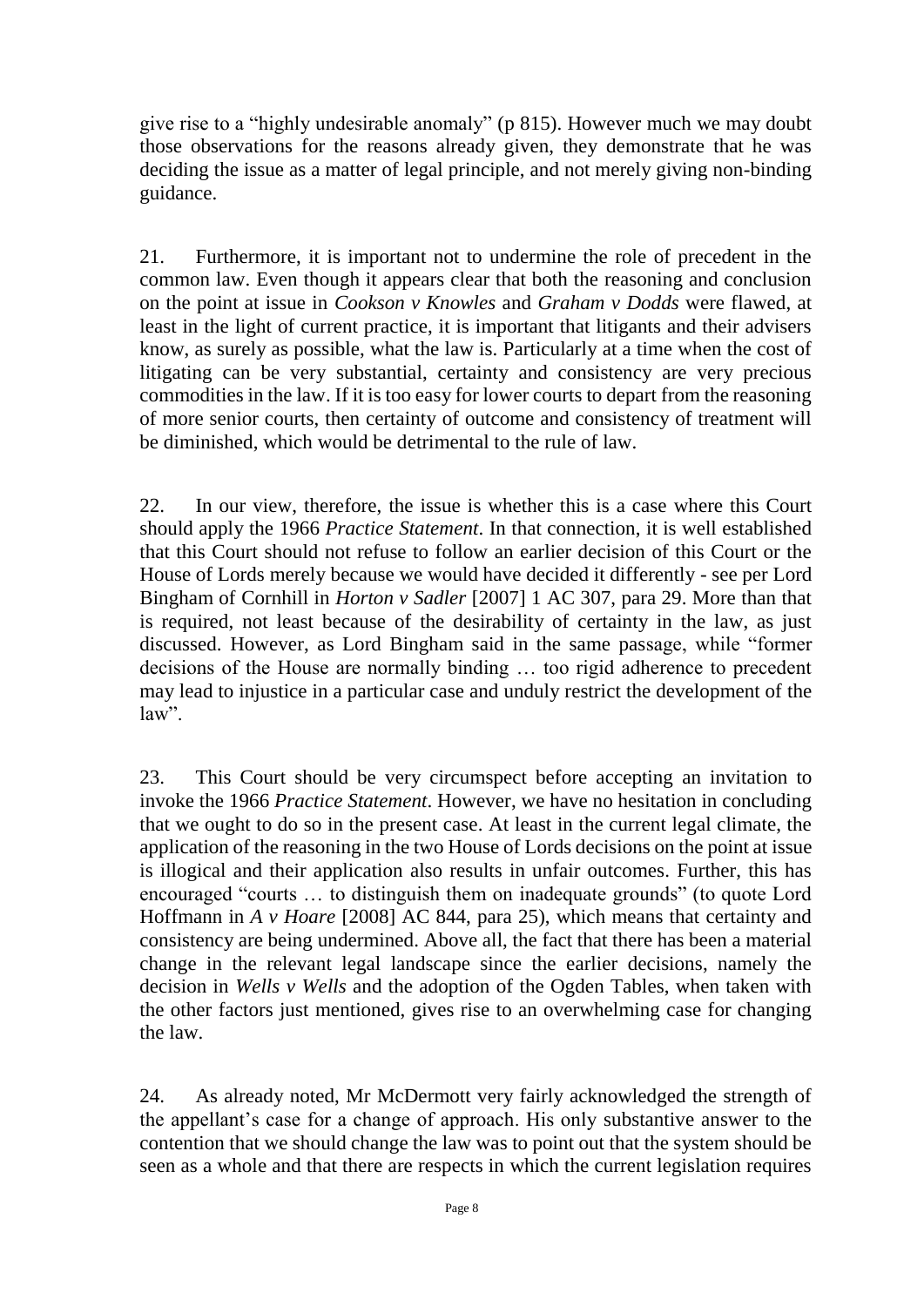give rise to a "highly undesirable anomaly" (p 815). However much we may doubt those observations for the reasons already given, they demonstrate that he was deciding the issue as a matter of legal principle, and not merely giving non-binding guidance.

21. Furthermore, it is important not to undermine the role of precedent in the common law. Even though it appears clear that both the reasoning and conclusion on the point at issue in *Cookson v Knowles* and *Graham v Dodds* were flawed, at least in the light of current practice, it is important that litigants and their advisers know, as surely as possible, what the law is. Particularly at a time when the cost of litigating can be very substantial, certainty and consistency are very precious commodities in the law. If it is too easy for lower courts to depart from the reasoning of more senior courts, then certainty of outcome and consistency of treatment will be diminished, which would be detrimental to the rule of law.

22. In our view, therefore, the issue is whether this is a case where this Court should apply the 1966 *Practice Statement*. In that connection, it is well established that this Court should not refuse to follow an earlier decision of this Court or the House of Lords merely because we would have decided it differently - see per Lord Bingham of Cornhill in *Horton v Sadler* [2007] 1 AC 307, para 29. More than that is required, not least because of the desirability of certainty in the law, as just discussed. However, as Lord Bingham said in the same passage, while "former decisions of the House are normally binding … too rigid adherence to precedent may lead to injustice in a particular case and unduly restrict the development of the law".

23. This Court should be very circumspect before accepting an invitation to invoke the 1966 *Practice Statement*. However, we have no hesitation in concluding that we ought to do so in the present case. At least in the current legal climate, the application of the reasoning in the two House of Lords decisions on the point at issue is illogical and their application also results in unfair outcomes. Further, this has encouraged "courts … to distinguish them on inadequate grounds" (to quote Lord Hoffmann in *A v Hoare* [2008] AC 844, para 25), which means that certainty and consistency are being undermined. Above all, the fact that there has been a material change in the relevant legal landscape since the earlier decisions, namely the decision in *Wells v Wells* and the adoption of the Ogden Tables, when taken with the other factors just mentioned, gives rise to an overwhelming case for changing the law.

24. As already noted, Mr McDermott very fairly acknowledged the strength of the appellant's case for a change of approach. His only substantive answer to the contention that we should change the law was to point out that the system should be seen as a whole and that there are respects in which the current legislation requires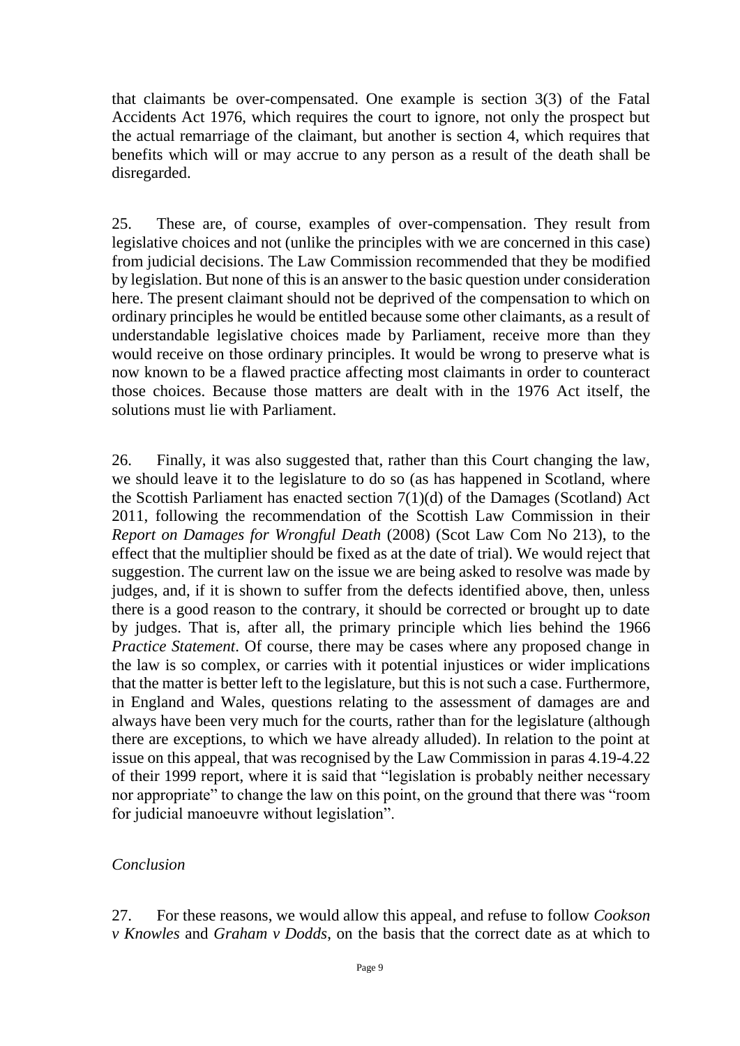that claimants be over-compensated. One example is section 3(3) of the Fatal Accidents Act 1976, which requires the court to ignore, not only the prospect but the actual remarriage of the claimant, but another is section 4, which requires that benefits which will or may accrue to any person as a result of the death shall be disregarded.

25. These are, of course, examples of over-compensation. They result from legislative choices and not (unlike the principles with we are concerned in this case) from judicial decisions. The Law Commission recommended that they be modified by legislation. But none of this is an answer to the basic question under consideration here. The present claimant should not be deprived of the compensation to which on ordinary principles he would be entitled because some other claimants, as a result of understandable legislative choices made by Parliament, receive more than they would receive on those ordinary principles. It would be wrong to preserve what is now known to be a flawed practice affecting most claimants in order to counteract those choices. Because those matters are dealt with in the 1976 Act itself, the solutions must lie with Parliament.

26. Finally, it was also suggested that, rather than this Court changing the law, we should leave it to the legislature to do so (as has happened in Scotland, where the Scottish Parliament has enacted section 7(1)(d) of the Damages (Scotland) Act 2011, following the recommendation of the Scottish Law Commission in their *Report on Damages for Wrongful Death* (2008) (Scot Law Com No 213), to the effect that the multiplier should be fixed as at the date of trial). We would reject that suggestion. The current law on the issue we are being asked to resolve was made by judges, and, if it is shown to suffer from the defects identified above, then, unless there is a good reason to the contrary, it should be corrected or brought up to date by judges. That is, after all, the primary principle which lies behind the 1966 *Practice Statement*. Of course, there may be cases where any proposed change in the law is so complex, or carries with it potential injustices or wider implications that the matter is better left to the legislature, but this is not such a case. Furthermore, in England and Wales, questions relating to the assessment of damages are and always have been very much for the courts, rather than for the legislature (although there are exceptions, to which we have already alluded). In relation to the point at issue on this appeal, that was recognised by the Law Commission in paras 4.19-4.22 of their 1999 report, where it is said that "legislation is probably neither necessary nor appropriate" to change the law on this point, on the ground that there was "room for judicial manoeuvre without legislation".

*Conclusion*

27. For these reasons, we would allow this appeal, and refuse to follow *Cookson v Knowles* and *Graham v Dodds*, on the basis that the correct date as at which to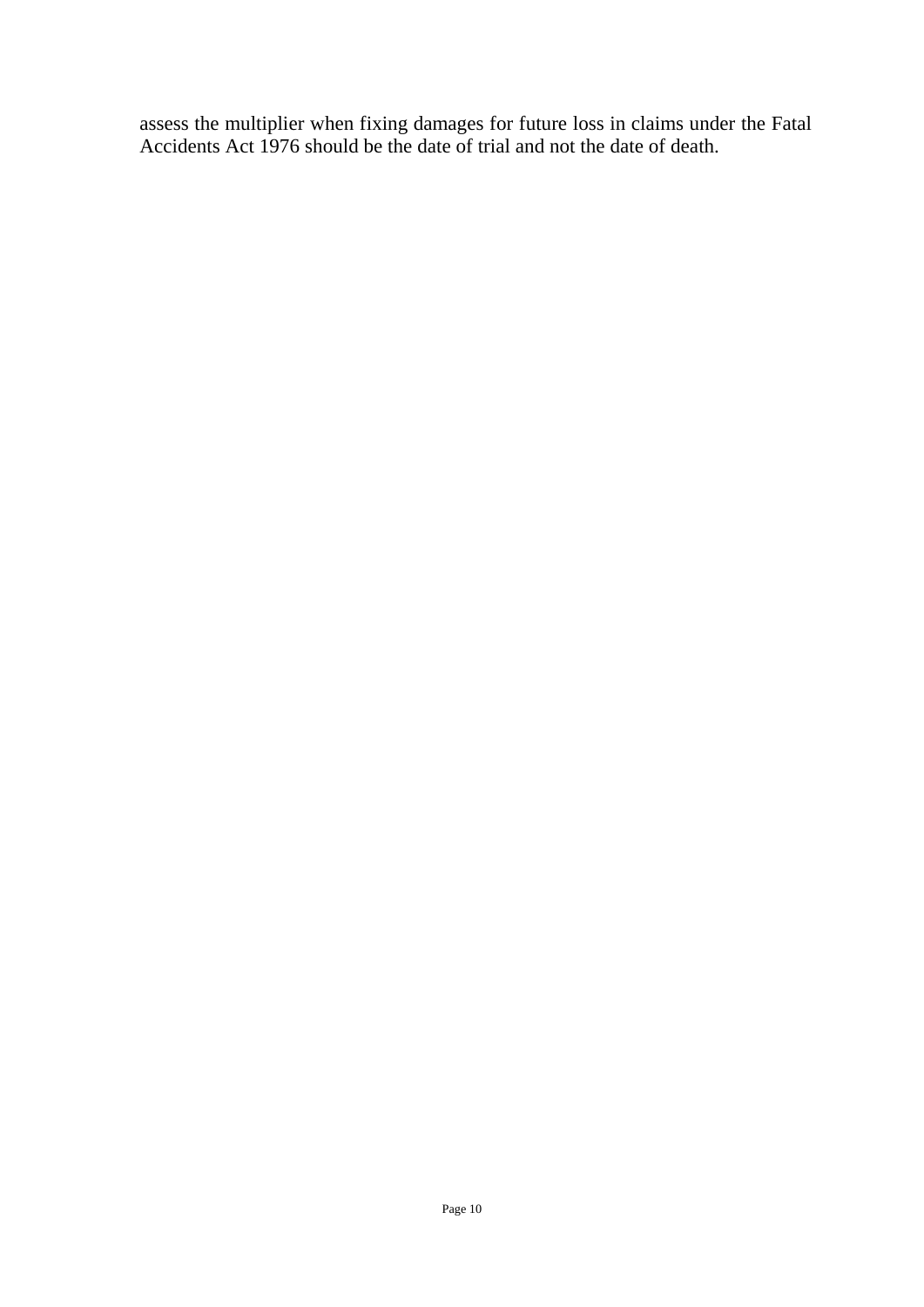assess the multiplier when fixing damages for future loss in claims under the Fatal Accidents Act 1976 should be the date of trial and not the date of death.